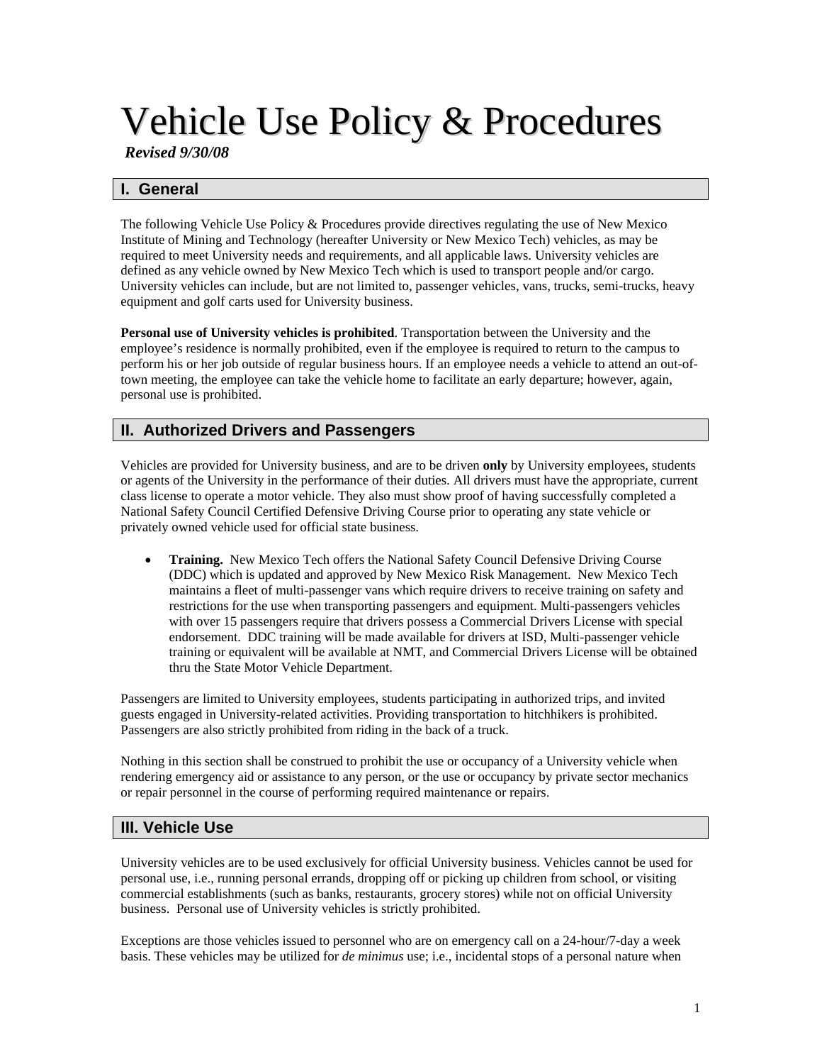# Vehicle Use Policy & Procedures

***Revised 9/30/08***

## I. General

The following Vehicle Use Policy & Procedures provide directives regulating the use of New Mexico Institute of Mining and Technology (hereafter University or New Mexico Tech) vehicles, as may be required to meet University needs and requirements, and all applicable laws. University vehicles are defined as any vehicle owned by New Mexico Tech which is used to transport people and/or cargo. University vehicles can include, but are not limited to, passenger vehicles, vans, trucks, semi-trucks, heavy equipment and golf carts used for University business.

**Personal use of University vehicles is prohibited**. Transportation between the University and the employee's residence is normally prohibited, even if the employee is required to return to the campus to perform his or her job outside of regular business hours. If an employee needs a vehicle to attend an out-of-town meeting, the employee can take the vehicle home to facilitate an early departure; however, again, personal use is prohibited.

## II. Authorized Drivers and Passengers

Vehicles are provided for University business, and are to be driven **only** by University employees, students or agents of the University in the performance of their duties. All drivers must have the appropriate, current class license to operate a motor vehicle. They also must show proof of having successfully completed a National Safety Council Certified Defensive Driving Course prior to operating any state vehicle or privately owned vehicle used for official state business.

- **Training.** New Mexico Tech offers the National Safety Council Defensive Driving Course (DDC) which is updated and approved by New Mexico Risk Management. New Mexico Tech maintains a fleet of multi-passenger vans which require drivers to receive training on safety and restrictions for the use when transporting passengers and equipment. Multi-passengers vehicles with over 15 passengers require that drivers possess a Commercial Drivers License with special endorsement. DDC training will be made available for drivers at ISD, Multi-passenger vehicle training or equivalent will be available at NMT, and Commercial Drivers License will be obtained thru the State Motor Vehicle Department.

Passengers are limited to University employees, students participating in authorized trips, and invited guests engaged in University-related activities. Providing transportation to hitchhikers is prohibited. Passengers are also strictly prohibited from riding in the back of a truck.

Nothing in this section shall be construed to prohibit the use or occupancy of a University vehicle when rendering emergency aid or assistance to any person, or the use or occupancy by private sector mechanics or repair personnel in the course of performing required maintenance or repairs.

## III. Vehicle Use

University vehicles are to be used exclusively for official University business. Vehicles cannot be used for personal use, i.e., running personal errands, dropping off or picking up children from school, or visiting commercial establishments (such as banks, restaurants, grocery stores) while not on official University business. Personal use of University vehicles is strictly prohibited.

Exceptions are those vehicles issued to personnel who are on emergency call on a 24-hour/7-day a week basis. These vehicles may be utilized for *de minimus* use; i.e., incidental stops of a personal nature when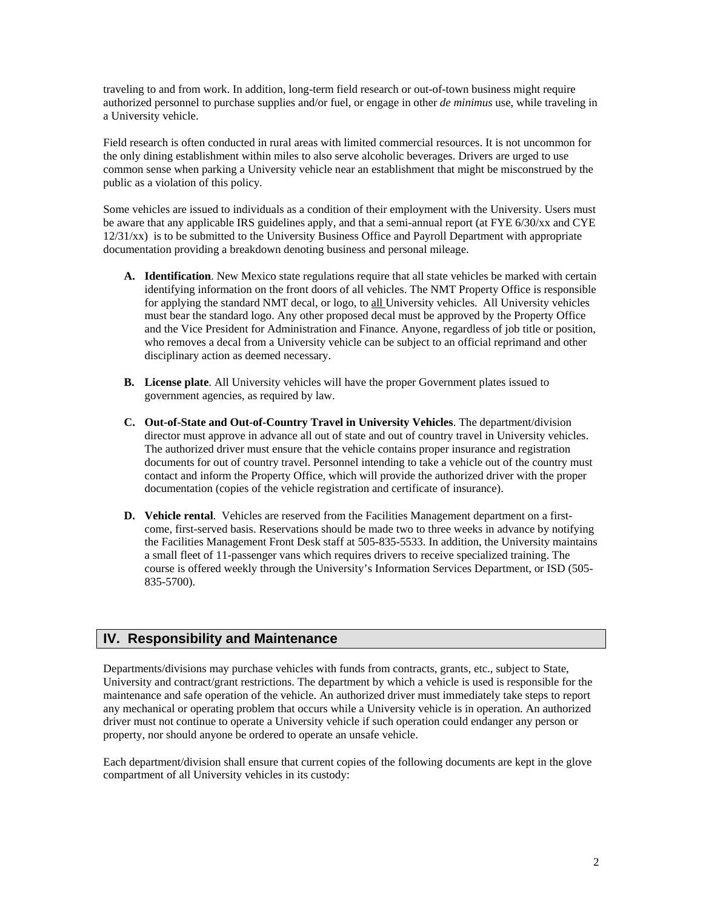traveling to and from work. In addition, long-term field research or out-of-town business might require authorized personnel to purchase supplies and/or fuel, or engage in other *de minimus* use, while traveling in a University vehicle.

Field research is often conducted in rural areas with limited commercial resources. It is not uncommon for the only dining establishment within miles to also serve alcoholic beverages. Drivers are urged to use common sense when parking a University vehicle near an establishment that might be misconstrued by the public as a violation of this policy.

Some vehicles are issued to individuals as a condition of their employment with the University. Users must be aware that any applicable IRS guidelines apply, and that a semi-annual report (at FYE 6/30/xx and CYE 12/31/xx) is to be submitted to the University Business Office and Payroll Department with appropriate documentation providing a breakdown denoting business and personal mileage.

**A. Identification**. New Mexico state regulations require that all state vehicles be marked with certain identifying information on the front doors of all vehicles. The NMT Property Office is responsible for applying the standard NMT decal, or logo, to <u>all</u> University vehicles. All University vehicles must bear the standard logo. Any other proposed decal must be approved by the Property Office and the Vice President for Administration and Finance. Anyone, regardless of job title or position, who removes a decal from a University vehicle can be subject to an official reprimand and other disciplinary action as deemed necessary.

**B. License plate**. All University vehicles will have the proper Government plates issued to government agencies, as required by law.

**C. Out-of-State and Out-of-Country Travel in University Vehicles**. The department/division director must approve in advance all out of state and out of country travel in University vehicles. The authorized driver must ensure that the vehicle contains proper insurance and registration documents for out of country travel. Personnel intending to take a vehicle out of the country must contact and inform the Property Office, which will provide the authorized driver with the proper documentation (copies of the vehicle registration and certificate of insurance).

**D. Vehicle rental**. Vehicles are reserved from the Facilities Management department on a first-come, first-served basis. Reservations should be made two to three weeks in advance by notifying the Facilities Management Front Desk staff at 505-835-5533. In addition, the University maintains a small fleet of 11-passenger vans which requires drivers to receive specialized training. The course is offered weekly through the University's Information Services Department, or ISD (505-835-5700).

## IV. Responsibility and Maintenance

Departments/divisions may purchase vehicles with funds from contracts, grants, etc., subject to State, University and contract/grant restrictions. The department by which a vehicle is used is responsible for the maintenance and safe operation of the vehicle. An authorized driver must immediately take steps to report any mechanical or operating problem that occurs while a University vehicle is in operation. An authorized driver must not continue to operate a University vehicle if such operation could endanger any person or property, nor should anyone be ordered to operate an unsafe vehicle.

Each department/division shall ensure that current copies of the following documents are kept in the glove compartment of all University vehicles in its custody: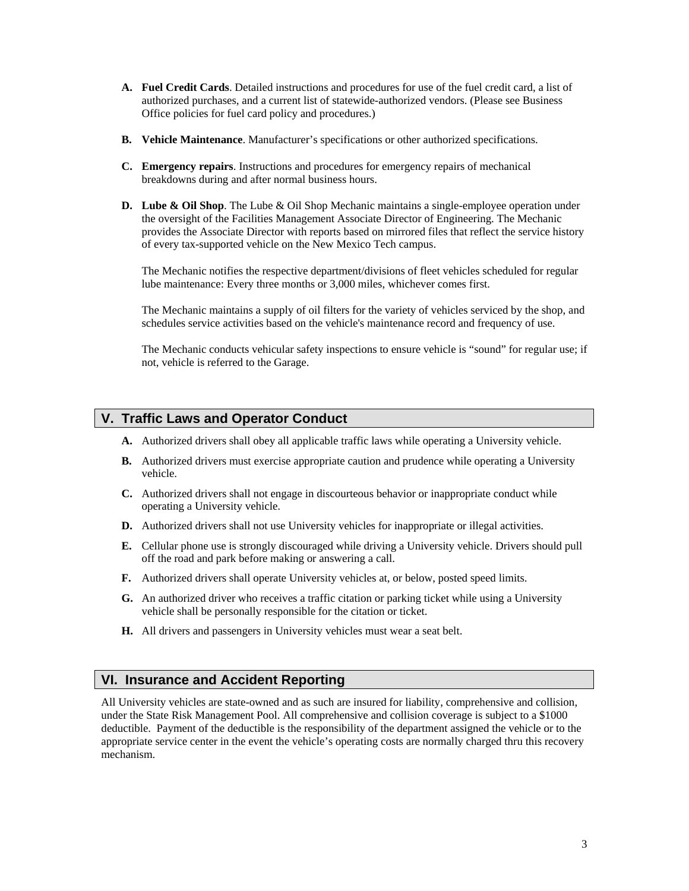**A. Fuel Credit Cards**. Detailed instructions and procedures for use of the fuel credit card, a list of authorized purchases, and a current list of statewide-authorized vendors. (Please see Business Office policies for fuel card policy and procedures.)

**B. Vehicle Maintenance**. Manufacturer's specifications or other authorized specifications.

**C. Emergency repairs**. Instructions and procedures for emergency repairs of mechanical breakdowns during and after normal business hours.

**D. Lube & Oil Shop**. The Lube & Oil Shop Mechanic maintains a single-employee operation under the oversight of the Facilities Management Associate Director of Engineering. The Mechanic provides the Associate Director with reports based on mirrored files that reflect the service history of every tax-supported vehicle on the New Mexico Tech campus.

The Mechanic notifies the respective department/divisions of fleet vehicles scheduled for regular lube maintenance: Every three months or 3,000 miles, whichever comes first.

The Mechanic maintains a supply of oil filters for the variety of vehicles serviced by the shop, and schedules service activities based on the vehicle's maintenance record and frequency of use.

The Mechanic conducts vehicular safety inspections to ensure vehicle is "sound" for regular use; if not, vehicle is referred to the Garage.

## V. Traffic Laws and Operator Conduct

**A.** Authorized drivers shall obey all applicable traffic laws while operating a University vehicle.

**B.** Authorized drivers must exercise appropriate caution and prudence while operating a University vehicle.

**C.** Authorized drivers shall not engage in discourteous behavior or inappropriate conduct while operating a University vehicle.

**D.** Authorized drivers shall not use University vehicles for inappropriate or illegal activities.

**E.** Cellular phone use is strongly discouraged while driving a University vehicle. Drivers should pull off the road and park before making or answering a call.

**F.** Authorized drivers shall operate University vehicles at, or below, posted speed limits.

**G.** An authorized driver who receives a traffic citation or parking ticket while using a University vehicle shall be personally responsible for the citation or ticket.

**H.** All drivers and passengers in University vehicles must wear a seat belt.

## VI. Insurance and Accident Reporting

All University vehicles are state-owned and as such are insured for liability, comprehensive and collision, under the State Risk Management Pool. All comprehensive and collision coverage is subject to a $1000 deductible. Payment of the deductible is the responsibility of the department assigned the vehicle or to the appropriate service center in the event the vehicle's operating costs are normally charged thru this recovery mechanism.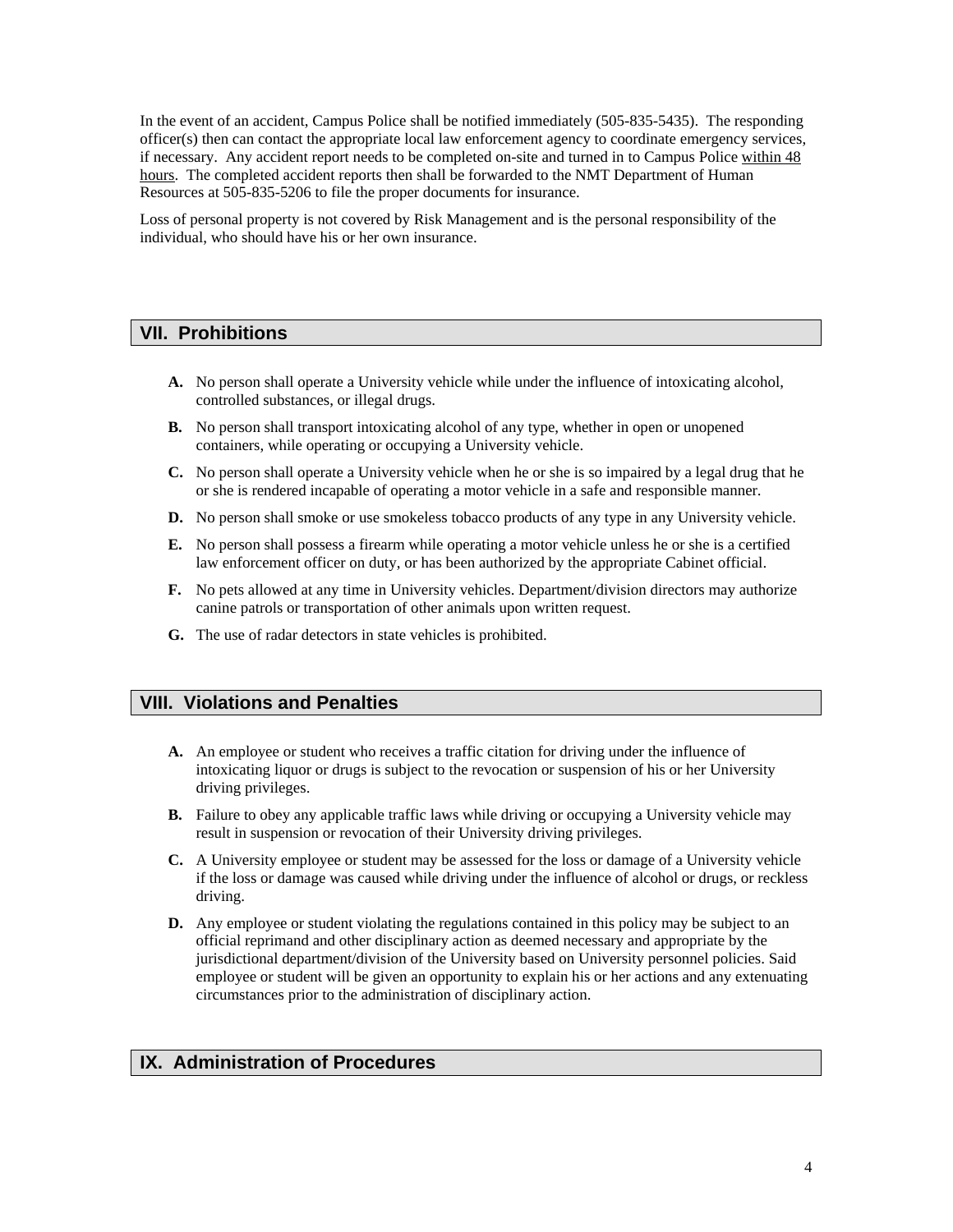In the event of an accident, Campus Police shall be notified immediately (505-835-5435). The responding officer(s) then can contact the appropriate local law enforcement agency to coordinate emergency services, if necessary. Any accident report needs to be completed on-site and turned in to Campus Police <u>within 48 hours</u>. The completed accident reports then shall be forwarded to the NMT Department of Human Resources at 505-835-5206 to file the proper documents for insurance.

Loss of personal property is not covered by Risk Management and is the personal responsibility of the individual, who should have his or her own insurance.

## VII. Prohibitions

**A.** No person shall operate a University vehicle while under the influence of intoxicating alcohol, controlled substances, or illegal drugs.

**B.** No person shall transport intoxicating alcohol of any type, whether in open or unopened containers, while operating or occupying a University vehicle.

**C.** No person shall operate a University vehicle when he or she is so impaired by a legal drug that he or she is rendered incapable of operating a motor vehicle in a safe and responsible manner.

**D.** No person shall smoke or use smokeless tobacco products of any type in any University vehicle.

**E.** No person shall possess a firearm while operating a motor vehicle unless he or she is a certified law enforcement officer on duty, or has been authorized by the appropriate Cabinet official.

**F.** No pets allowed at any time in University vehicles. Department/division directors may authorize canine patrols or transportation of other animals upon written request.

**G.** The use of radar detectors in state vehicles is prohibited.

## VIII. Violations and Penalties

**A.** An employee or student who receives a traffic citation for driving under the influence of intoxicating liquor or drugs is subject to the revocation or suspension of his or her University driving privileges.

**B.** Failure to obey any applicable traffic laws while driving or occupying a University vehicle may result in suspension or revocation of their University driving privileges.

**C.** A University employee or student may be assessed for the loss or damage of a University vehicle if the loss or damage was caused while driving under the influence of alcohol or drugs, or reckless driving.

**D.** Any employee or student violating the regulations contained in this policy may be subject to an official reprimand and other disciplinary action as deemed necessary and appropriate by the jurisdictional department/division of the University based on University personnel policies. Said employee or student will be given an opportunity to explain his or her actions and any extenuating circumstances prior to the administration of disciplinary action.

## IX. Administration of Procedures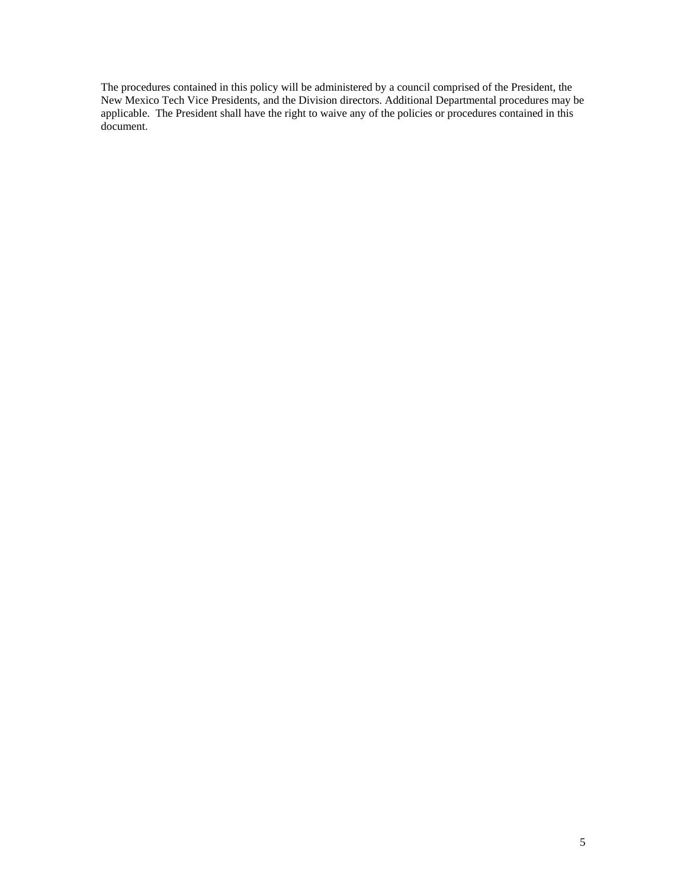The procedures contained in this policy will be administered by a council comprised of the President, the New Mexico Tech Vice Presidents, and the Division directors. Additional Departmental procedures may be applicable. The President shall have the right to waive any of the policies or procedures contained in this document.